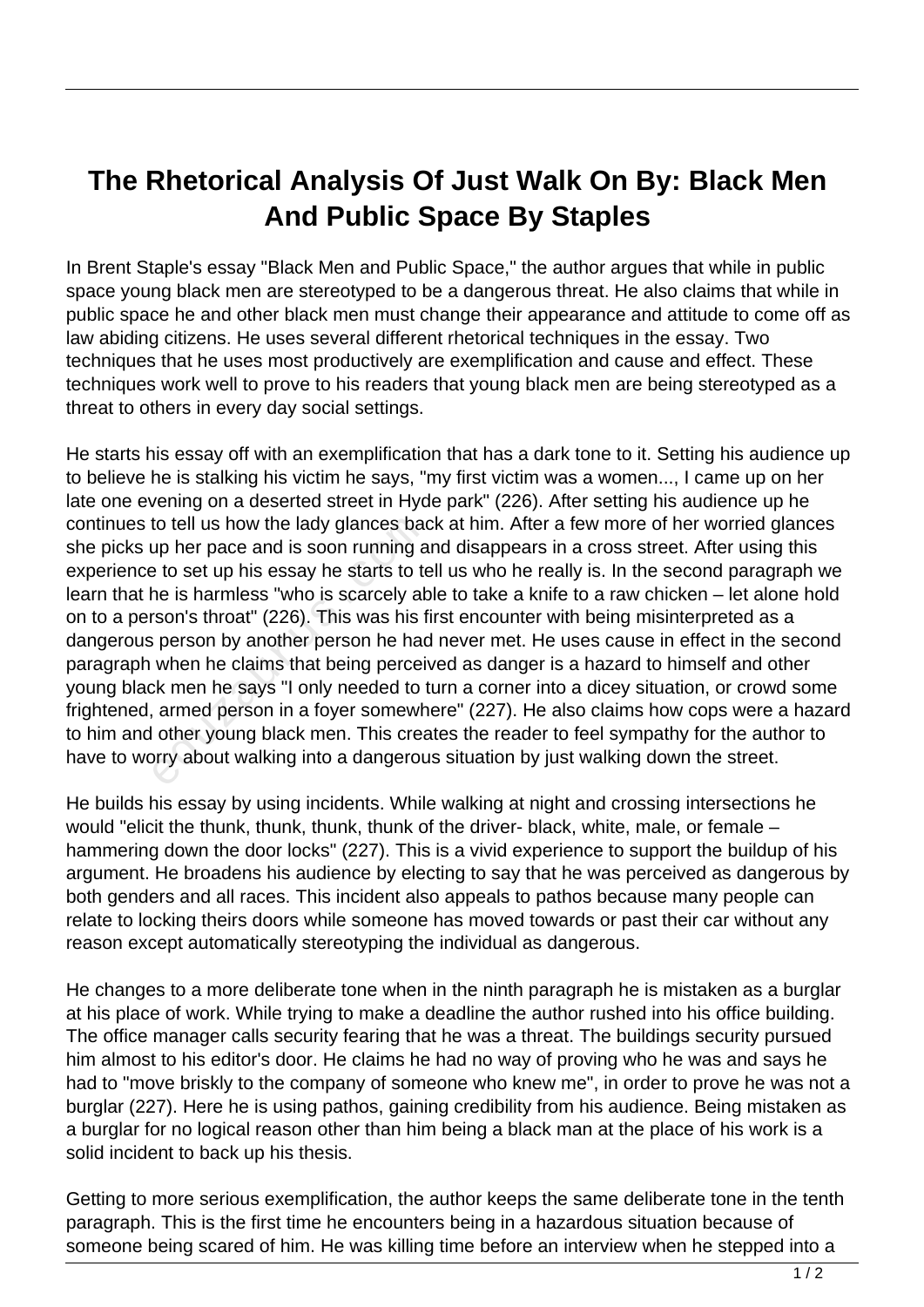# The Rhetorical Analysis Of Just Walk On By: Black Men And Public Space By Staples

In Brent Staple's essay "Black Men and Public Space," the author argues that while in public space young black men are stereotyped to be a dangerous threat. He also claims that while in public space he and other black men must change their appearance and attitude to come off as law abiding citizens. He uses several different rhetorical techniques in the essay. Two techniques that he uses most productively are exemplification and cause and effect. These techniques work well to prove to his readers that young black men are being stereotyped as a threat to others in every day social settings.

He starts his essay off with an exemplification that has a dark tone to it. Setting his audience up to believe he is stalking his victim he says, "my first victim was a women..., I came up on her late one evening on a deserted street in Hyde park" (226). After setting his audience up he continues to tell us how the lady glances back at him. After a few more of her worried glances she picks up her pace and is soon running and disappears in a cross street. After using this experience to set up his essay he starts to tell us who he really is. In the second paragraph we learn that he is harmless "who is scarcely able to take a knife to a raw chicken – let alone hold on to a person's throat" (226). This was his first encounter with being misinterpreted as a dangerous person by another person he had never met. He uses cause in effect in the second paragraph when he claims that being perceived as danger is a hazard to himself and other young black men he says "I only needed to turn a corner into a dicey situation, or crowd some frightened, armed person in a foyer somewhere" (227). He also claims how cops were a hazard to him and other young black men. This creates the reader to feel sympathy for the author to have to worry about walking into a dangerous situation by just walking down the street.

He builds his essay by using incidents. While walking at night and crossing intersections he would "elicit the thunk, thunk, thunk, thunk of the driver- black, white, male, or female – hammering down the door locks" (227). This is a vivid experience to support the buildup of his argument. He broadens his audience by electing to say that he was perceived as dangerous by both genders and all races. This incident also appeals to pathos because many people can relate to locking theirs doors while someone has moved towards or past their car without any reason except automatically stereotyping the individual as dangerous.

He changes to a more deliberate tone when in the ninth paragraph he is mistaken as a burglar at his place of work. While trying to make a deadline the author rushed into his office building. The office manager calls security fearing that he was a threat. The buildings security pursued him almost to his editor's door. He claims he had no way of proving who he was and says he had to "move briskly to the company of someone who knew me", in order to prove he was not a burglar (227). Here he is using pathos, gaining credibility from his audience. Being mistaken as a burglar for no logical reason other than him being a black man at the place of his work is a solid incident to back up his thesis.

Getting to more serious exemplification, the author keeps the same deliberate tone in the tenth paragraph. This is the first time he encounters being in a hazardous situation because of someone being scared of him. He was killing time before an interview when he stepped into a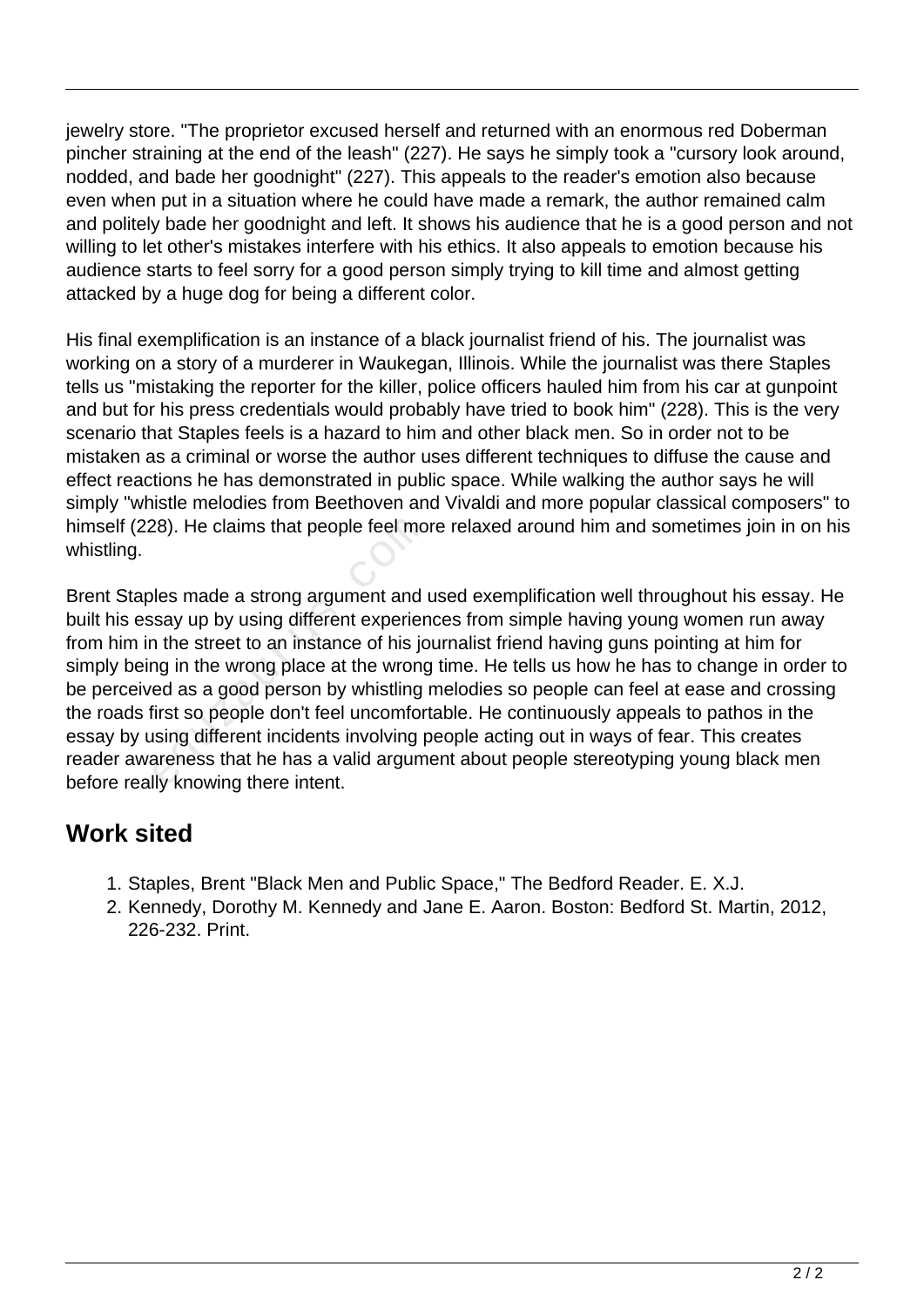jewelry store. "The proprietor excused herself and returned with an enormous red Doberman pincher straining at the end of the leash" (227). He says he simply took a "cursory look around, nodded, and bade her goodnight" (227). This appeals to the reader's emotion also because even when put in a situation where he could have made a remark, the author remained calm and politely bade her goodnight and left. It shows his audience that he is a good person and not willing to let other's mistakes interfere with his ethics. It also appeals to emotion because his audience starts to feel sorry for a good person simply trying to kill time and almost getting attacked by a huge dog for being a different color.

His final exemplification is an instance of a black journalist friend of his. The journalist was working on a story of a murderer in Waukegan, Illinois. While the journalist was there Staples tells us "mistaking the reporter for the killer, police officers hauled him from his car at gunpoint and but for his press credentials would probably have tried to book him" (228). This is the very scenario that Staples feels is a hazard to him and other black men. So in order not to be mistaken as a criminal or worse the author uses different techniques to diffuse the cause and effect reactions he has demonstrated in public space. While walking the author says he will simply "whistle melodies from Beethoven and Vivaldi and more popular classical composers" to himself (228). He claims that people feel more relaxed around him and sometimes join in on his whistling.

Brent Staples made a strong argument and used exemplification well throughout his essay. He built his essay up by using different experiences from simple having young women run away from him in the street to an instance of his journalist friend having guns pointing at him for simply being in the wrong place at the wrong time. He tells us how he has to change in order to be perceived as a good person by whistling melodies so people can feel at ease and crossing the roads first so people don't feel uncomfortable. He continuously appeals to pathos in the essay by using different incidents involving people acting out in ways of fear. This creates reader awareness that he has a valid argument about people stereotyping young black men before really knowing there intent.

## Work sited

1. Staples, Brent "Black Men and Public Space," The Bedford Reader. E. X.J.
2. Kennedy, Dorothy M. Kennedy and Jane E. Aaron. Boston: Bedford St. Martin, 2012, 226-232. Print.